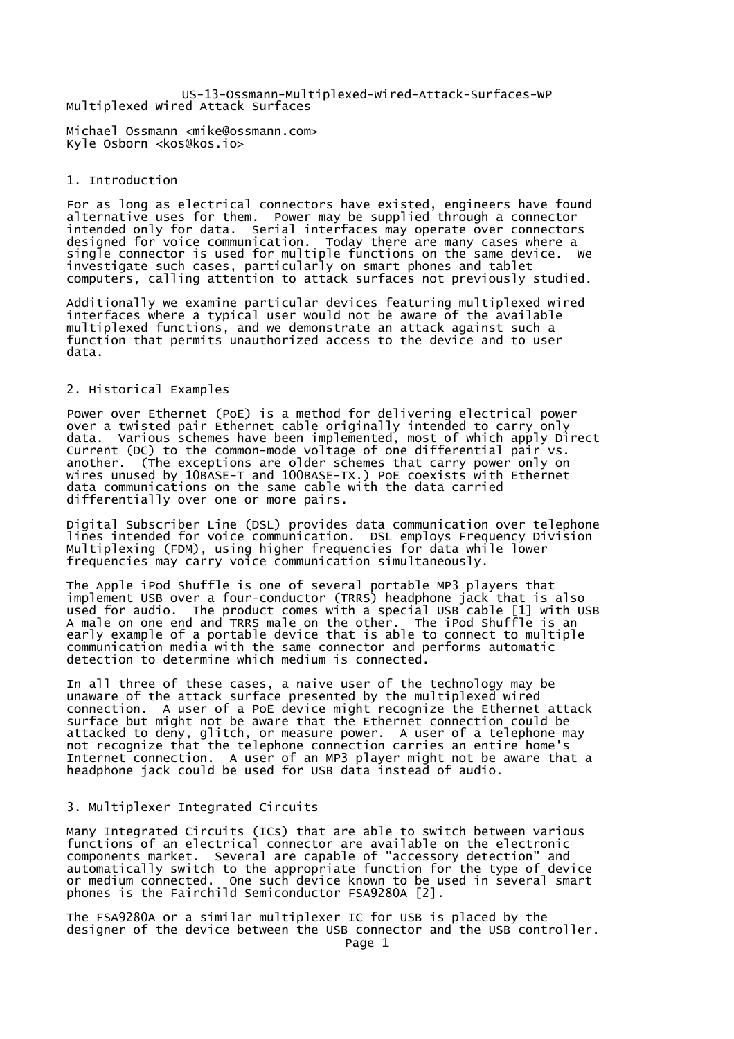# Multiplexed Wired Attack Surfaces

Michael Ossmann <mike@ossmann.com>
Kyle Osborn <kos@kos.io>

## 1. Introduction

For as long as electrical connectors have existed, engineers have found alternative uses for them. Power may be supplied through a connector intended only for data. Serial interfaces may operate over connectors designed for voice communication. Today there are many cases where a single connector is used for multiple functions on the same device. We investigate such cases, particularly on smart phones and tablet computers, calling attention to attack surfaces not previously studied.

Additionally we examine particular devices featuring multiplexed wired interfaces where a typical user would not be aware of the available multiplexed functions, and we demonstrate an attack against such a function that permits unauthorized access to the device and to user data.

## 2. Historical Examples

Power over Ethernet (PoE) is a method for delivering electrical power over a twisted pair Ethernet cable originally intended to carry only data. Various schemes have been implemented, most of which apply Direct Current (DC) to the common-mode voltage of one differential pair vs. another. (The exceptions are older schemes that carry power only on wires unused by 10BASE-T and 100BASE-TX.) PoE coexists with Ethernet data communications on the same cable with the data carried differentially over one or more pairs.

Digital Subscriber Line (DSL) provides data communication over telephone lines intended for voice communication. DSL employs Frequency Division Multiplexing (FDM), using higher frequencies for data while lower frequencies may carry voice communication simultaneously.

The Apple iPod Shuffle is one of several portable MP3 players that implement USB over a four-conductor (TRRS) headphone jack that is also used for audio. The product comes with a special USB cable [1] with USB A male on one end and TRRS male on the other. The iPod Shuffle is an early example of a portable device that is able to connect to multiple communication media with the same connector and performs automatic detection to determine which medium is connected.

In all three of these cases, a naive user of the technology may be unaware of the attack surface presented by the multiplexed wired connection. A user of a PoE device might recognize the Ethernet attack surface but might not be aware that the Ethernet connection could be attacked to deny, glitch, or measure power. A user of a telephone may not recognize that the telephone connection carries an entire home's Internet connection. A user of an MP3 player might not be aware that a headphone jack could be used for USB data instead of audio.

## 3. Multiplexer Integrated Circuits

Many Integrated Circuits (ICs) that are able to switch between various functions of an electrical connector are available on the electronic components market. Several are capable of "accessory detection" and automatically switch to the appropriate function for the type of device or medium connected. One such device known to be used in several smart phones is the Fairchild Semiconductor FSA9280A [2].

The FSA9280A or a similar multiplexer IC for USB is placed by the designer of the device between the USB connector and the USB controller.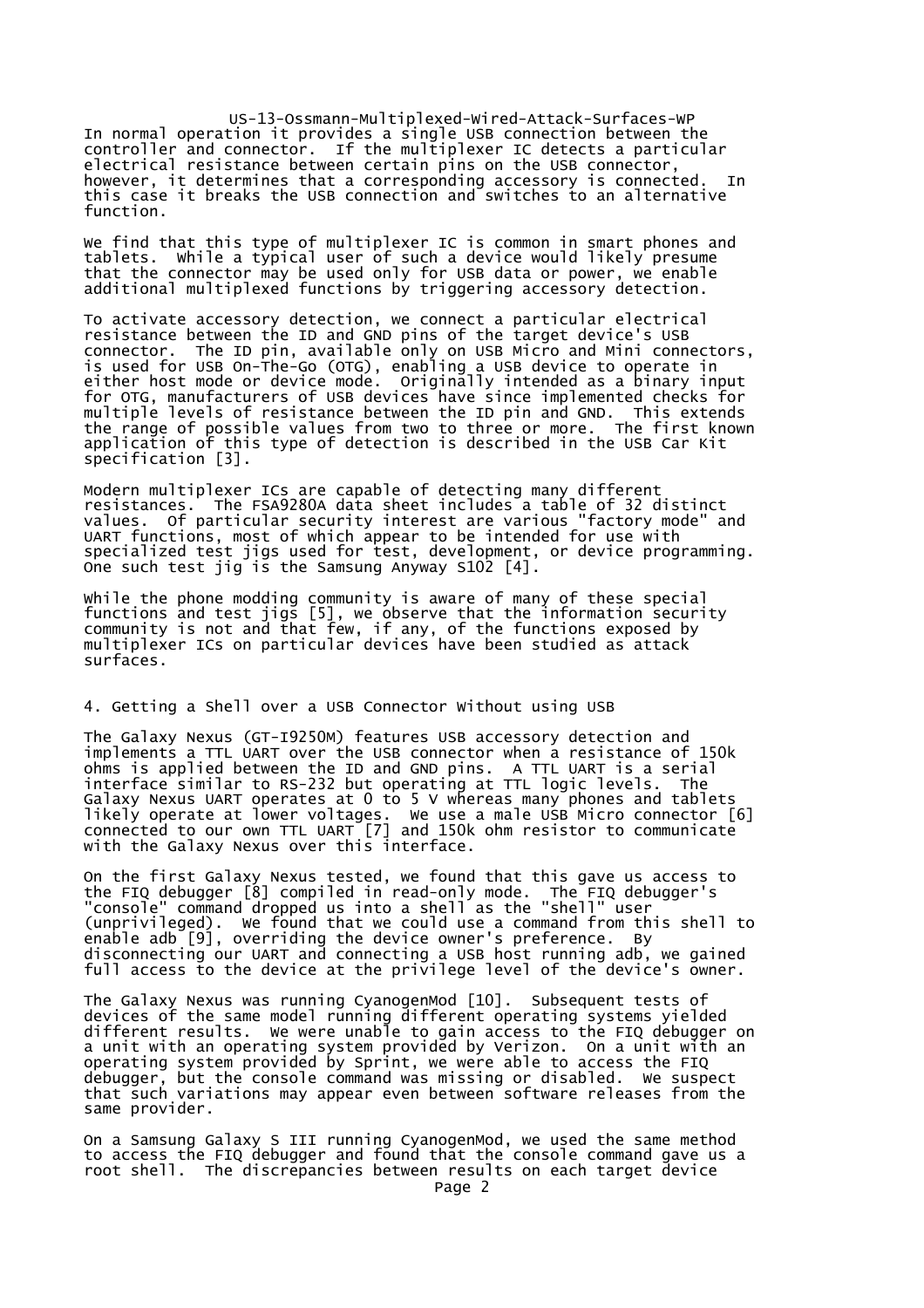In normal operation it provides a single USB connection between the controller and connector. If the multiplexer IC detects a particular electrical resistance between certain pins on the USB connector, however, it determines that a corresponding accessory is connected. In this case it breaks the USB connection and switches to an alternative function.

We find that this type of multiplexer IC is common in smart phones and tablets. While a typical user of such a device would likely presume that the connector may be used only for USB data or power, we enable additional multiplexed functions by triggering accessory detection.

To activate accessory detection, we connect a particular electrical resistance between the ID and GND pins of the target device's USB connector. The ID pin, available only on USB Micro and Mini connectors, is used for USB On-The-Go (OTG), enabling a USB device to operate in either host mode or device mode. Originally intended as a binary input for OTG, manufacturers of USB devices have since implemented checks for multiple levels of resistance between the ID pin and GND. This extends the range of possible values from two to three or more. The first known application of this type of detection is described in the USB Car Kit specification [3].

Modern multiplexer ICs are capable of detecting many different resistances. The FSA9280A data sheet includes a table of 32 distinct values. Of particular security interest are various "factory mode" and UART functions, most of which appear to be intended for use with specialized test jigs used for test, development, or device programming. One such test jig is the Samsung Anyway S102 [4].

While the phone modding community is aware of many of these special functions and test jigs [5], we observe that the information security community is not and that few, if any, of the functions exposed by multiplexer ICs on particular devices have been studied as attack surfaces.

## 4. Getting a Shell over a USB Connector Without using USB

The Galaxy Nexus (GT-I9250M) features USB accessory detection and implements a TTL UART over the USB connector when a resistance of 150k ohms is applied between the ID and GND pins. A TTL UART is a serial interface similar to RS-232 but operating at TTL logic levels. The Galaxy Nexus UART operates at 0 to 5 V whereas many phones and tablets likely operate at lower voltages. We use a male USB Micro connector [6] connected to our own TTL UART [7] and 150k ohm resistor to communicate with the Galaxy Nexus over this interface.

On the first Galaxy Nexus tested, we found that this gave us access to the FIQ debugger [8] compiled in read-only mode. The FIQ debugger's "console" command dropped us into a shell as the "shell" user (unprivileged). We found that we could use a command from this shell to enable adb [9], overriding the device owner's preference. By disconnecting our UART and connecting a USB host running adb, we gained full access to the device at the privilege level of the device's owner.

The Galaxy Nexus was running CyanogenMod [10]. Subsequent tests of devices of the same model running different operating systems yielded different results. We were unable to gain access to the FIQ debugger on a unit with an operating system provided by Verizon. On a unit with an operating system provided by Sprint, we were able to access the FIQ debugger, but the console command was missing or disabled. We suspect that such variations may appear even between software releases from the same provider.

On a Samsung Galaxy S III running CyanogenMod, we used the same method to access the FIQ debugger and found that the console command gave us a root shell. The discrepancies between results on each target device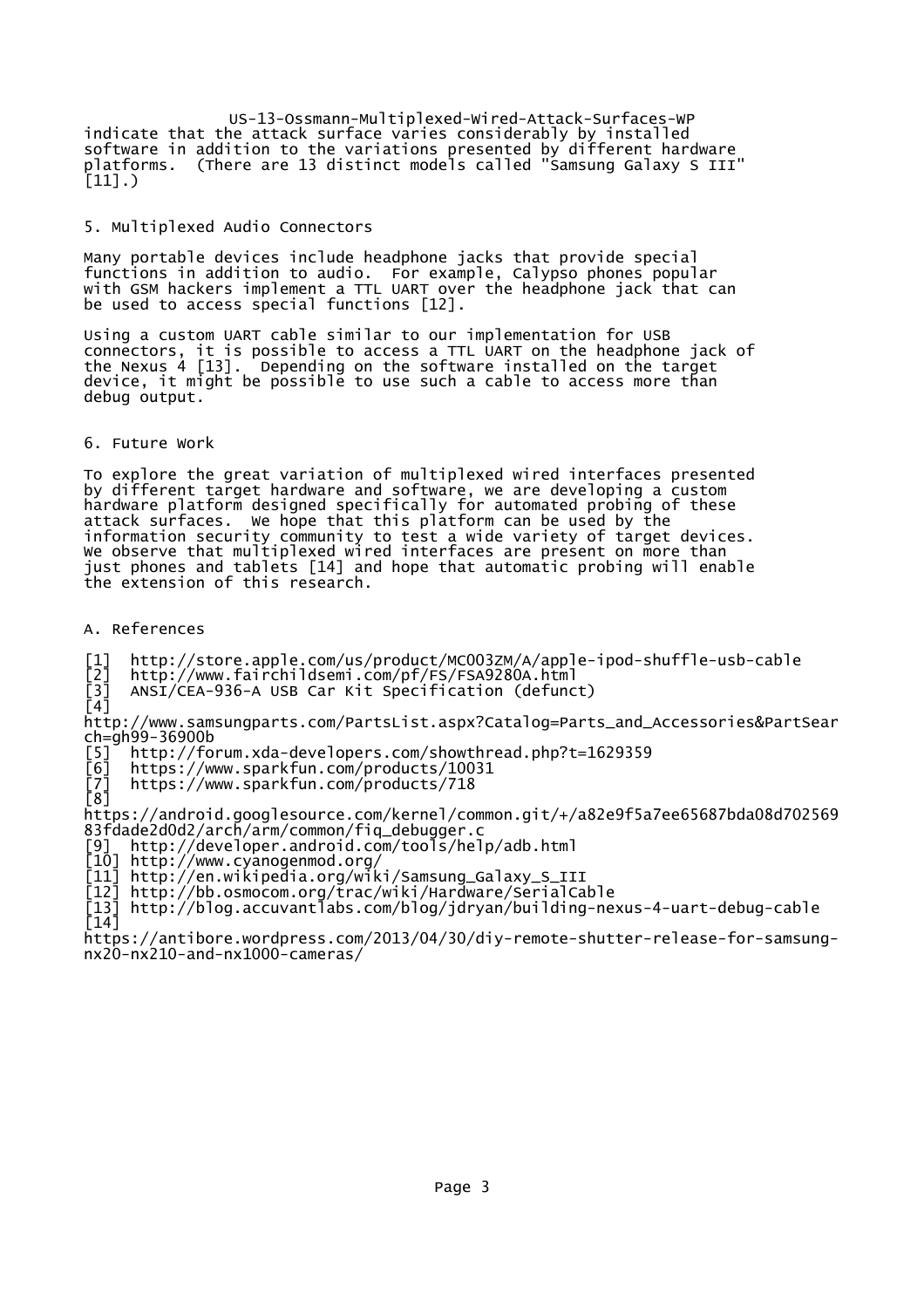indicate that the attack surface varies considerably by installed software in addition to the variations presented by different hardware platforms. (There are 13 distinct models called "Samsung Galaxy S III" [11].)

## 5. Multiplexed Audio Connectors

Many portable devices include headphone jacks that provide special functions in addition to audio. For example, Calypso phones popular with GSM hackers implement a TTL UART over the headphone jack that can be used to access special functions [12].

Using a custom UART cable similar to our implementation for USB connectors, it is possible to access a TTL UART on the headphone jack of the Nexus 4 [13]. Depending on the software installed on the target device, it might be possible to use such a cable to access more than debug output.

## 6. Future Work

To explore the great variation of multiplexed wired interfaces presented by different target hardware and software, we are developing a custom hardware platform designed specifically for automated probing of these attack surfaces. We hope that this platform can be used by the information security community to test a wide variety of target devices. We observe that multiplexed wired interfaces are present on more than just phones and tablets [14] and hope that automatic probing will enable the extension of this research.

## A. References

[1] http://store.apple.com/us/product/MC003ZM/A/apple-ipod-shuffle-usb-cable
[2] http://www.fairchildsemi.com/pf/FS/FSA9280A.html
[3] ANSI/CEA-936-A USB Car Kit Specification (defunct)
[4] http://www.samsungparts.com/PartsList.aspx?Catalog=Parts_and_Accessories&PartSearch=gh99-36900b
[5] http://forum.xda-developers.com/showthread.php?t=1629359
[6] https://www.sparkfun.com/products/10031
[7] https://www.sparkfun.com/products/718
[8] https://android.googlesource.com/kernel/common.git/+/a82e9f5a7ee65687bda08d70256983fdade2d0d2/arch/arm/common/fiq_debugger.c
[9] http://developer.android.com/tools/help/adb.html
[10] http://www.cyanogenmod.org/
[11] http://en.wikipedia.org/wiki/Samsung_Galaxy_S_III
[12] http://bb.osmocom.org/trac/wiki/Hardware/SerialCable
[13] http://blog.accuvantlabs.com/blog/jdryan/building-nexus-4-uart-debug-cable
[14] https://antibore.wordpress.com/2013/04/30/diy-remote-shutter-release-for-samsung-nx20-nx210-and-nx1000-cameras/